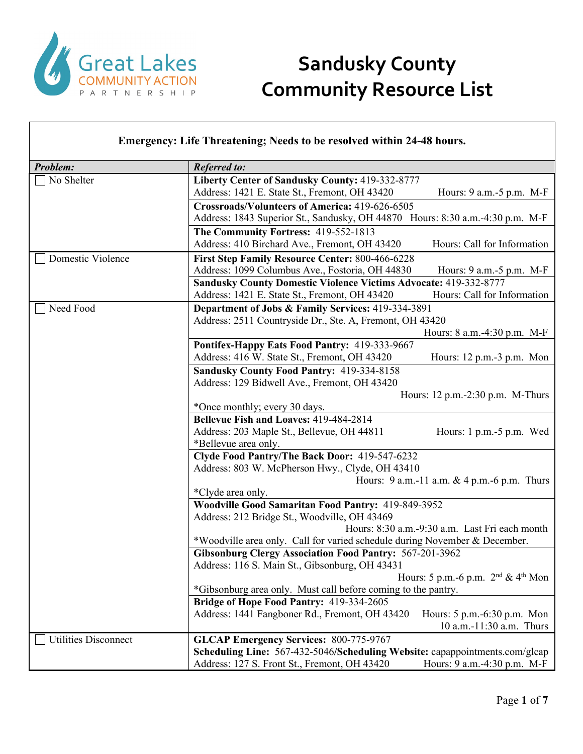Great Lakes COMMUNITY ACTION PARTNERSHIP

# Sandusky County Community Resource List

| **Emergency: Life Threatening; Needs to be resolved within 24-48 hours.** | |
|---|---|
| ***Problem:*** | ***Referred to:*** |
| ☐ No Shelter | **Liberty Center of Sandusky County:** 419-332-8777<br>Address: 1421 E. State St., Fremont, OH 43420 Hours: 9 a.m.-5 p.m. M-F |
| | **Crossroads/Volunteers of America:** 419-626-6505<br>Address: 1843 Superior St., Sandusky, OH 44870 Hours: 8:30 a.m.-4:30 p.m. M-F |
| | **The Community Fortress:** 419-552-1813<br>Address: 410 Birchard Ave., Fremont, OH 43420 Hours: Call for Information |
| ☐ Domestic Violence | **First Step Family Resource Center:** 800-466-6228<br>Address: 1099 Columbus Ave., Fostoria, OH 44830 Hours: 9 a.m.-5 p.m. M-F |
| | **Sandusky County Domestic Violence Victims Advocate:** 419-332-8777<br>Address: 1421 E. State St., Fremont, OH 43420 Hours: Call for Information |
| ☐ Need Food | **Department of Jobs & Family Services:** 419-334-3891<br>Address: 2511 Countryside Dr., Ste. A, Fremont, OH 43420<br>Hours: 8 a.m.-4:30 p.m. M-F |
| | **Pontifex-Happy Eats Food Pantry:** 419-333-9667<br>Address: 416 W. State St., Fremont, OH 43420 Hours: 12 p.m.-3 p.m. Mon |
| | **Sandusky County Food Pantry:** 419-334-8158<br>Address: 129 Bidwell Ave., Fremont, OH 43420<br>Hours: 12 p.m.-2:30 p.m. M-Thurs<br>*Once monthly; every 30 days. |
| | **Bellevue Fish and Loaves:** 419-484-2814<br>Address: 203 Maple St., Bellevue, OH 44811 Hours: 1 p.m.-5 p.m. Wed<br>*Bellevue area only. |
| | **Clyde Food Pantry/The Back Door:** 419-547-6232<br>Address: 803 W. McPherson Hwy., Clyde, OH 43410<br>Hours: 9 a.m.-11 a.m. & 4 p.m.-6 p.m. Thurs<br>*Clyde area only. |
| | **Woodville Good Samaritan Food Pantry:** 419-849-3952<br>Address: 212 Bridge St., Woodville, OH 43469<br>Hours: 8:30 a.m.-9:30 a.m. Last Fri each month<br>*Woodville area only. Call for varied schedule during November & December. |
| | **Gibsonburg Clergy Association Food Pantry:** 567-201-3962<br>Address: 116 S. Main St., Gibsonburg, OH 43431<br>Hours: 5 p.m.-6 p.m. 2nd & 4th Mon<br>*Gibsonburg area only. Must call before coming to the pantry. |
| | **Bridge of Hope Food Pantry:** 419-334-2605<br>Address: 1441 Fangboner Rd., Fremont, OH 43420 Hours: 5 p.m.-6:30 p.m. Mon<br>10 a.m.-11:30 a.m. Thurs |
| ☐ Utilities Disconnect | **GLCAP Emergency Services:** 800-775-9767<br>**Scheduling Line:** 567-432-5046/**Scheduling Website:** capappointments.com/glcap<br>Address: 127 S. Front St., Fremont, OH 43420 Hours: 9 a.m.-4:30 p.m. M-F |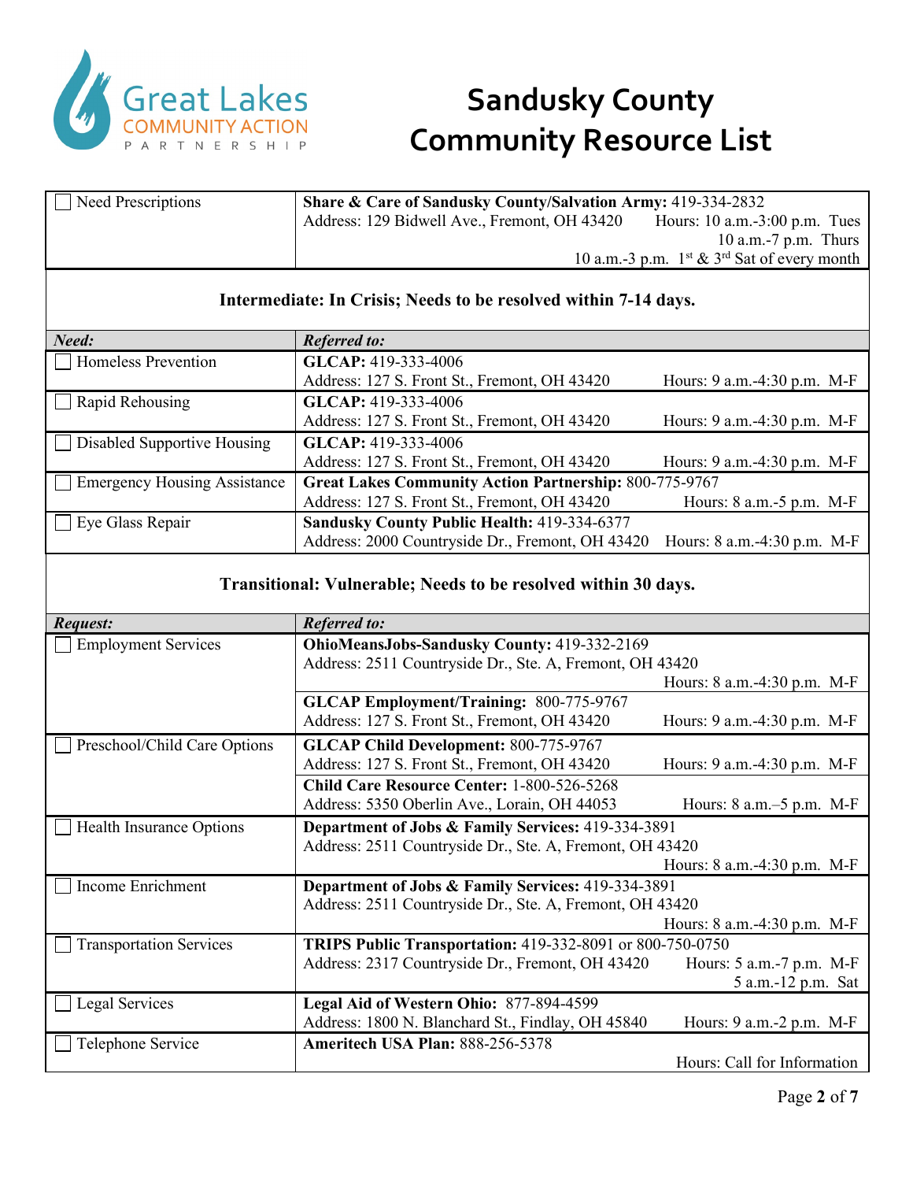# Sandusky County Community Resource List

| | |
|---|---|
| ☐ Need Prescriptions | **Share & Care of Sandusky County/Salvation Army:** 419-334-2832<br>Address: 129 Bidwell Ave., Fremont, OH 43420 Hours: 10 a.m.-3:00 p.m. Tues<br>10 a.m.-7 p.m. Thurs<br>10 a.m.-3 p.m. 1st & 3rd Sat of every month |

### Intermediate: In Crisis; Needs to be resolved within 7-14 days.

| *Need:* | *Referred to:* |
|---|---|
| ☐ Homeless Prevention | **GLCAP:** 419-333-4006<br>Address: 127 S. Front St., Fremont, OH 43420 Hours: 9 a.m.-4:30 p.m. M-F |
| ☐ Rapid Rehousing | **GLCAP:** 419-333-4006<br>Address: 127 S. Front St., Fremont, OH 43420 Hours: 9 a.m.-4:30 p.m. M-F |
| ☐ Disabled Supportive Housing | **GLCAP:** 419-333-4006<br>Address: 127 S. Front St., Fremont, OH 43420 Hours: 9 a.m.-4:30 p.m. M-F |
| ☐ Emergency Housing Assistance | **Great Lakes Community Action Partnership:** 800-775-9767<br>Address: 127 S. Front St., Fremont, OH 43420 Hours: 8 a.m.-5 p.m. M-F |
| ☐ Eye Glass Repair | **Sandusky County Public Health:** 419-334-6377<br>Address: 2000 Countryside Dr., Fremont, OH 43420 Hours: 8 a.m.-4:30 p.m. M-F |

### Transitional: Vulnerable; Needs to be resolved within 30 days.

| *Request:* | *Referred to:* |
|---|---|
| ☐ Employment Services | **OhioMeansJobs-Sandusky County:** 419-332-2169<br>Address: 2511 Countryside Dr., Ste. A, Fremont, OH 43420<br>Hours: 8 a.m.-4:30 p.m. M-F |
| | **GLCAP Employment/Training:** 800-775-9767<br>Address: 127 S. Front St., Fremont, OH 43420 Hours: 9 a.m.-4:30 p.m. M-F |
| ☐ Preschool/Child Care Options | **GLCAP Child Development:** 800-775-9767<br>Address: 127 S. Front St., Fremont, OH 43420 Hours: 9 a.m.-4:30 p.m. M-F |
| | **Child Care Resource Center:** 1-800-526-5268<br>Address: 5350 Oberlin Ave., Lorain, OH 44053 Hours: 8 a.m.–5 p.m. M-F |
| ☐ Health Insurance Options | **Department of Jobs & Family Services:** 419-334-3891<br>Address: 2511 Countryside Dr., Ste. A, Fremont, OH 43420<br>Hours: 8 a.m.-4:30 p.m. M-F |
| ☐ Income Enrichment | **Department of Jobs & Family Services:** 419-334-3891<br>Address: 2511 Countryside Dr., Ste. A, Fremont, OH 43420<br>Hours: 8 a.m.-4:30 p.m. M-F |
| ☐ Transportation Services | **TRIPS Public Transportation:** 419-332-8091 or 800-750-0750<br>Address: 2317 Countryside Dr., Fremont, OH 43420 Hours: 5 a.m.-7 p.m. M-F<br>5 a.m.-12 p.m. Sat |
| ☐ Legal Services | **Legal Aid of Western Ohio:** 877-894-4599<br>Address: 1800 N. Blanchard St., Findlay, OH 45840 Hours: 9 a.m.-2 p.m. M-F |
| ☐ Telephone Service | **Ameritech USA Plan:** 888-256-5378<br>Hours: Call for Information |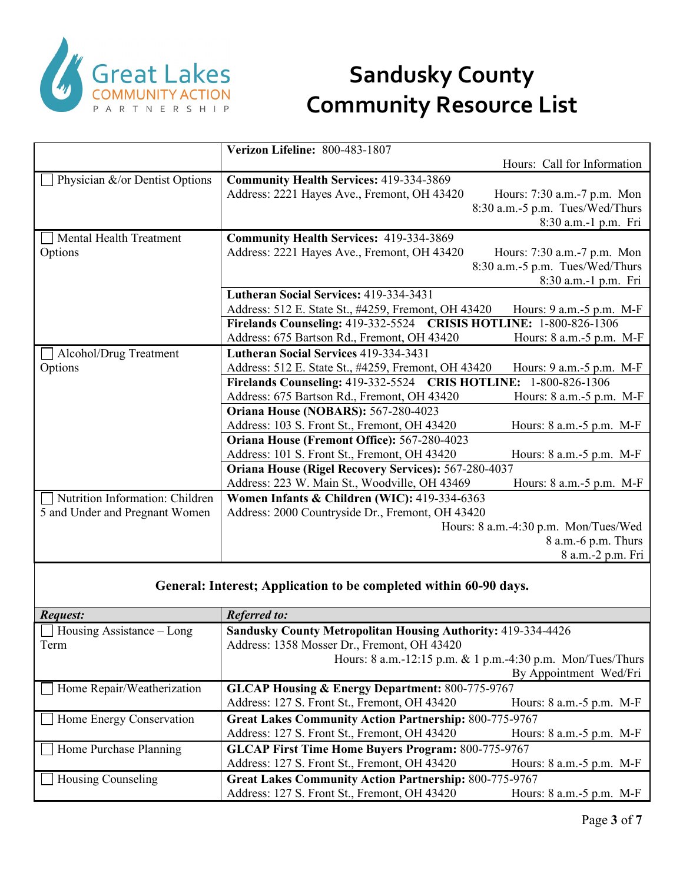# Sandusky County Community Resource List

| | |
|---|---|
| | **Verizon Lifeline:** 800-483-1807<br>Hours: Call for Information |
| ☐ Physician &/or Dentist Options | **Community Health Services:** 419-334-3869<br>Address: 2221 Hayes Ave., Fremont, OH 43420 Hours: 7:30 a.m.-7 p.m. Mon<br>8:30 a.m.-5 p.m. Tues/Wed/Thurs<br>8:30 a.m.-1 p.m. Fri |
| ☐ Mental Health Treatment Options | **Community Health Services:** 419-334-3869<br>Address: 2221 Hayes Ave., Fremont, OH 43420 Hours: 7:30 a.m.-7 p.m. Mon<br>8:30 a.m.-5 p.m. Tues/Wed/Thurs<br>8:30 a.m.-1 p.m. Fri |
| | **Lutheran Social Services:** 419-334-3431<br>Address: 512 E. State St., #4259, Fremont, OH 43420 Hours: 9 a.m.-5 p.m. M-F |
| | **Firelands Counseling:** 419-332-5524 **CRISIS HOTLINE:** 1-800-826-1306<br>Address: 675 Bartson Rd., Fremont, OH 43420 Hours: 8 a.m.-5 p.m. M-F |
| ☐ Alcohol/Drug Treatment Options | **Lutheran Social Services** 419-334-3431<br>Address: 512 E. State St., #4259, Fremont, OH 43420 Hours: 9 a.m.-5 p.m. M-F |
| | **Firelands Counseling:** 419-332-5524 **CRIS HOTLINE:** 1-800-826-1306<br>Address: 675 Bartson Rd., Fremont, OH 43420 Hours: 8 a.m.-5 p.m. M-F |
| | **Oriana House (NOBARS):** 567-280-4023<br>Address: 103 S. Front St., Fremont, OH 43420 Hours: 8 a.m.-5 p.m. M-F |
| | **Oriana House (Fremont Office):** 567-280-4023<br>Address: 101 S. Front St., Fremont, OH 43420 Hours: 8 a.m.-5 p.m. M-F |
| | **Oriana House (Rigel Recovery Services):** 567-280-4037<br>Address: 223 W. Main St., Woodville, OH 43469 Hours: 8 a.m.-5 p.m. M-F |
| ☐ Nutrition Information: Children 5 and Under and Pregnant Women | **Women Infants & Children (WIC):** 419-334-6363<br>Address: 2000 Countryside Dr., Fremont, OH 43420<br>Hours: 8 a.m.-4:30 p.m. Mon/Tues/Wed<br>8 a.m.-6 p.m. Thurs<br>8 a.m.-2 p.m. Fri |

**General: Interest; Application to be completed within 60-90 days.**

| ***Request:*** | ***Referred to:*** |
|---|---|
| ☐ Housing Assistance – Long Term | **Sandusky County Metropolitan Housing Authority:** 419-334-4426<br>Address: 1358 Mosser Dr., Fremont, OH 43420<br>Hours: 8 a.m.-12:15 p.m. & 1 p.m.-4:30 p.m. Mon/Tues/Thurs<br>By Appointment Wed/Fri |
| ☐ Home Repair/Weatherization | **GLCAP Housing & Energy Department:** 800-775-9767<br>Address: 127 S. Front St., Fremont, OH 43420 Hours: 8 a.m.-5 p.m. M-F |
| ☐ Home Energy Conservation | **Great Lakes Community Action Partnership:** 800-775-9767<br>Address: 127 S. Front St., Fremont, OH 43420 Hours: 8 a.m.-5 p.m. M-F |
| ☐ Home Purchase Planning | **GLCAP First Time Home Buyers Program:** 800-775-9767<br>Address: 127 S. Front St., Fremont, OH 43420 Hours: 8 a.m.-5 p.m. M-F |
| ☐ Housing Counseling | **Great Lakes Community Action Partnership:** 800-775-9767<br>Address: 127 S. Front St., Fremont, OH 43420 Hours: 8 a.m.-5 p.m. M-F |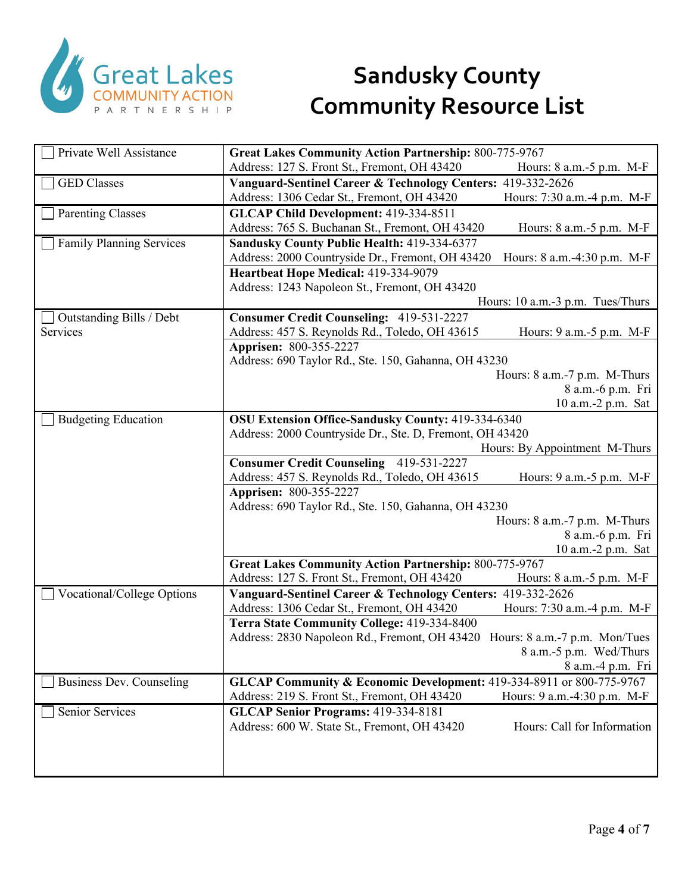# Sandusky County Community Resource List

| Service | Provider |
|---|---|
| ☐ Private Well Assistance | **Great Lakes Community Action Partnership:** 800-775-9767<br>Address: 127 S. Front St., Fremont, OH 43420 Hours: 8 a.m.-5 p.m. M-F |
| ☐ GED Classes | **Vanguard-Sentinel Career & Technology Centers:** 419-332-2626<br>Address: 1306 Cedar St., Fremont, OH 43420 Hours: 7:30 a.m.-4 p.m. M-F |
| ☐ Parenting Classes | **GLCAP Child Development:** 419-334-8511<br>Address: 765 S. Buchanan St., Fremont, OH 43420 Hours: 8 a.m.-5 p.m. M-F |
| ☐ Family Planning Services | **Sandusky County Public Health:** 419-334-6377<br>Address: 2000 Countryside Dr., Fremont, OH 43420 Hours: 8 a.m.-4:30 p.m. M-F |
| | **Heartbeat Hope Medical:** 419-334-9079<br>Address: 1243 Napoleon St., Fremont, OH 43420<br>Hours: 10 a.m.-3 p.m. Tues/Thurs |
| ☐ Outstanding Bills / Debt Services | **Consumer Credit Counseling:** 419-531-2227<br>Address: 457 S. Reynolds Rd., Toledo, OH 43615 Hours: 9 a.m.-5 p.m. M-F |
| | **Apprisen:** 800-355-2227<br>Address: 690 Taylor Rd., Ste. 150, Gahanna, OH 43230<br>Hours: 8 a.m.-7 p.m. M-Thurs<br>8 a.m.-6 p.m. Fri<br>10 a.m.-2 p.m. Sat |
| ☐ Budgeting Education | **OSU Extension Office-Sandusky County:** 419-334-6340<br>Address: 2000 Countryside Dr., Ste. D, Fremont, OH 43420<br>Hours: By Appointment M-Thurs |
| | **Consumer Credit Counseling** 419-531-2227<br>Address: 457 S. Reynolds Rd., Toledo, OH 43615 Hours: 9 a.m.-5 p.m. M-F |
| | **Apprisen:** 800-355-2227<br>Address: 690 Taylor Rd., Ste. 150, Gahanna, OH 43230<br>Hours: 8 a.m.-7 p.m. M-Thurs<br>8 a.m.-6 p.m. Fri<br>10 a.m.-2 p.m. Sat |
| | **Great Lakes Community Action Partnership:** 800-775-9767<br>Address: 127 S. Front St., Fremont, OH 43420 Hours: 8 a.m.-5 p.m. M-F |
| ☐ Vocational/College Options | **Vanguard-Sentinel Career & Technology Centers:** 419-332-2626<br>Address: 1306 Cedar St., Fremont, OH 43420 Hours: 7:30 a.m.-4 p.m. M-F |
| | **Terra State Community College:** 419-334-8400<br>Address: 2830 Napoleon Rd., Fremont, OH 43420 Hours: 8 a.m.-7 p.m. Mon/Tues<br>8 a.m.-5 p.m. Wed/Thurs<br>8 a.m.-4 p.m. Fri |
| ☐ Business Dev. Counseling | **GLCAP Community & Economic Development:** 419-334-8911 or 800-775-9767<br>Address: 219 S. Front St., Fremont, OH 43420 Hours: 9 a.m.-4:30 p.m. M-F |
| ☐ Senior Services | **GLCAP Senior Programs:** 419-334-8181<br>Address: 600 W. State St., Fremont, OH 43420 Hours: Call for Information |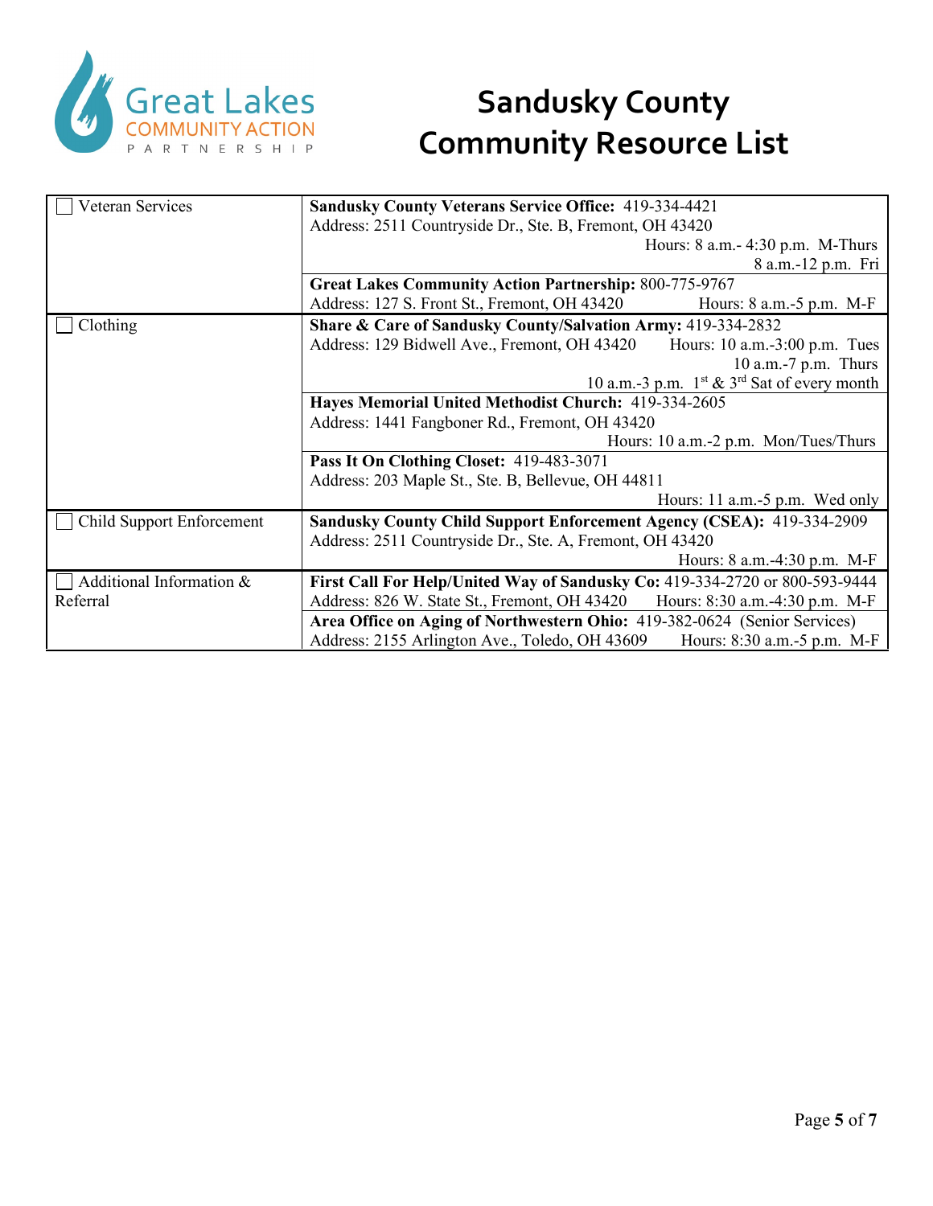# Sandusky County Community Resource List

| Category | Resource |
|---|---|
| ☐ Veteran Services | **Sandusky County Veterans Service Office:** 419-334-4421<br>Address: 2511 Countryside Dr., Ste. B, Fremont, OH 43420<br>Hours: 8 a.m.- 4:30 p.m. M-Thurs<br>8 a.m.-12 p.m. Fri |
| | **Great Lakes Community Action Partnership:** 800-775-9767<br>Address: 127 S. Front St., Fremont, OH 43420 Hours: 8 a.m.-5 p.m. M-F |
| ☐ Clothing | **Share & Care of Sandusky County/Salvation Army:** 419-334-2832<br>Address: 129 Bidwell Ave., Fremont, OH 43420 Hours: 10 a.m.-3:00 p.m. Tues<br>10 a.m.-7 p.m. Thurs<br>10 a.m.-3 p.m. 1st & 3rd Sat of every month |
| | **Hayes Memorial United Methodist Church:** 419-334-2605<br>Address: 1441 Fangboner Rd., Fremont, OH 43420<br>Hours: 10 a.m.-2 p.m. Mon/Tues/Thurs |
| | **Pass It On Clothing Closet:** 419-483-3071<br>Address: 203 Maple St., Ste. B, Bellevue, OH 44811<br>Hours: 11 a.m.-5 p.m. Wed only |
| ☐ Child Support Enforcement | **Sandusky County Child Support Enforcement Agency (CSEA):** 419-334-2909<br>Address: 2511 Countryside Dr., Ste. A, Fremont, OH 43420<br>Hours: 8 a.m.-4:30 p.m. M-F |
| ☐ Additional Information & Referral | **First Call For Help/United Way of Sandusky Co:** 419-334-2720 or 800-593-9444<br>Address: 826 W. State St., Fremont, OH 43420 Hours: 8:30 a.m.-4:30 p.m. M-F |
| | **Area Office on Aging of Northwestern Ohio:** 419-382-0624 (Senior Services)<br>Address: 2155 Arlington Ave., Toledo, OH 43609 Hours: 8:30 a.m.-5 p.m. M-F |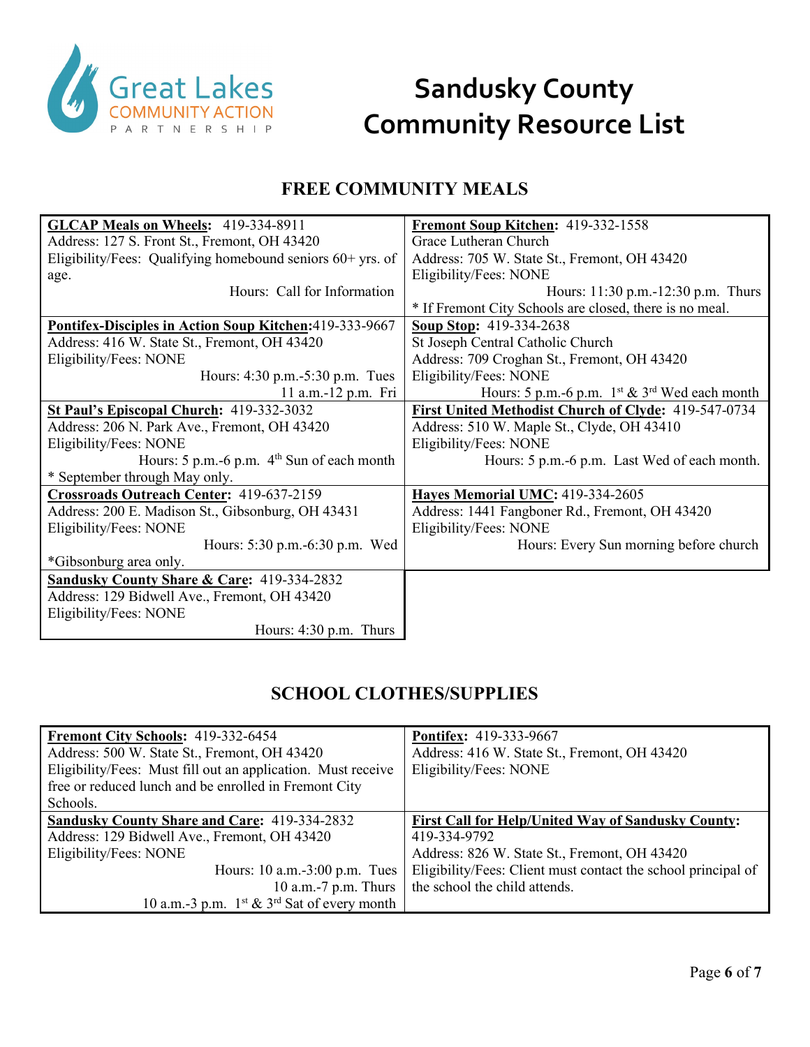# Sandusky County Community Resource List

## FREE COMMUNITY MEALS

**GLCAP Meals on Wheels:** 419-334-8911
Address: 127 S. Front St., Fremont, OH 43420
Eligibility/Fees: Qualifying homebound seniors 60+ yrs. of age.
Hours: Call for Information

**Fremont Soup Kitchen:** 419-332-1558
Grace Lutheran Church
Address: 705 W. State St., Fremont, OH 43420
Eligibility/Fees: NONE
Hours: 11:30 p.m.-12:30 p.m. Thurs
* If Fremont City Schools are closed, there is no meal.

**Pontifex-Disciples in Action Soup Kitchen:** 419-333-9667
Address: 416 W. State St., Fremont, OH 43420
Eligibility/Fees: NONE
Hours: 4:30 p.m.-5:30 p.m. Tues
11 a.m.-12 p.m. Fri

**Soup Stop:** 419-334-2638
St Joseph Central Catholic Church
Address: 709 Croghan St., Fremont, OH 43420
Eligibility/Fees: NONE
Hours: 5 p.m.-6 p.m. 1st & 3rd Wed each month

**St Paul's Episcopal Church:** 419-332-3032
Address: 206 N. Park Ave., Fremont, OH 43420
Eligibility/Fees: NONE
Hours: 5 p.m.-6 p.m. 4th Sun of each month
* September through May only.

**First United Methodist Church of Clyde:** 419-547-0734
Address: 510 W. Maple St., Clyde, OH 43410
Eligibility/Fees: NONE
Hours: 5 p.m.-6 p.m. Last Wed of each month.

**Crossroads Outreach Center:** 419-637-2159
Address: 200 E. Madison St., Gibsonburg, OH 43431
Eligibility/Fees: NONE
Hours: 5:30 p.m.-6:30 p.m. Wed
*Gibsonburg area only.

**Hayes Memorial UMC:** 419-334-2605
Address: 1441 Fangboner Rd., Fremont, OH 43420
Eligibility/Fees: NONE
Hours: Every Sun morning before church

**Sandusky County Share & Care:** 419-334-2832
Address: 129 Bidwell Ave., Fremont, OH 43420
Eligibility/Fees: NONE
Hours: 4:30 p.m. Thurs

## SCHOOL CLOTHES/SUPPLIES

**Fremont City Schools:** 419-332-6454
Address: 500 W. State St., Fremont, OH 43420
Eligibility/Fees: Must fill out an application. Must receive free or reduced lunch and be enrolled in Fremont City Schools.

**Pontifex:** 419-333-9667
Address: 416 W. State St., Fremont, OH 43420
Eligibility/Fees: NONE

**Sandusky County Share and Care:** 419-334-2832
Address: 129 Bidwell Ave., Fremont, OH 43420
Eligibility/Fees: NONE
Hours: 10 a.m.-3:00 p.m. Tues
10 a.m.-7 p.m. Thurs
10 a.m.-3 p.m. 1st & 3rd Sat of every month

**First Call for Help/United Way of Sandusky County:** 419-334-9792
Address: 826 W. State St., Fremont, OH 43420
Eligibility/Fees: Client must contact the school principal of the school the child attends.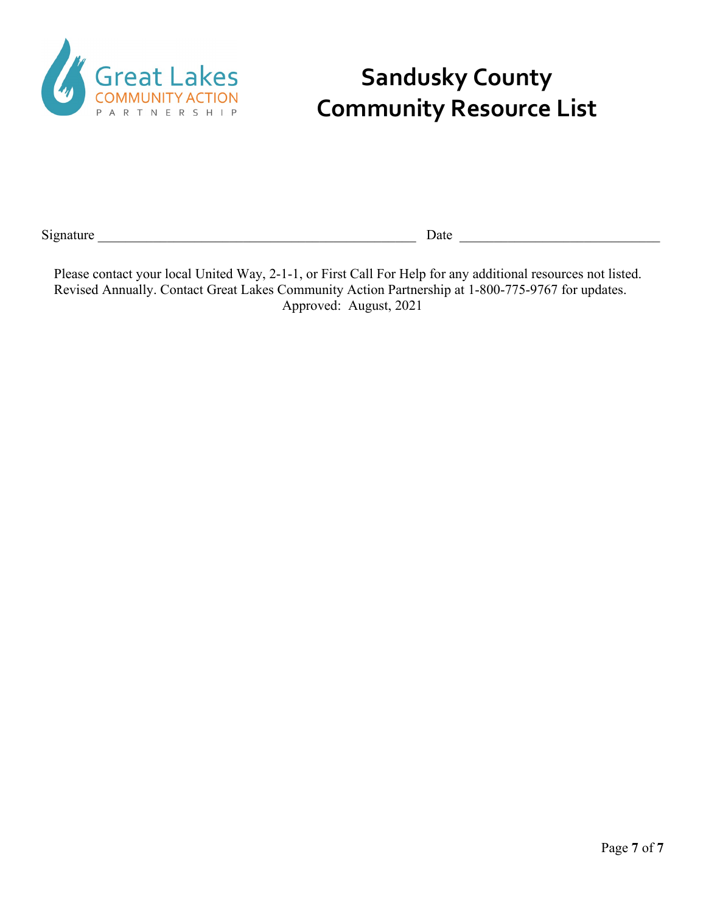Great Lakes
COMMUNITY ACTION
PARTNERSHIP

# Sandusky County
# Community Resource List

Signature ______________________________________________ Date ____________________________

Please contact your local United Way, 2-1-1, or First Call For Help for any additional resources not listed.
Revised Annually. Contact Great Lakes Community Action Partnership at 1-800-775-9767 for updates.
Approved: August, 2021